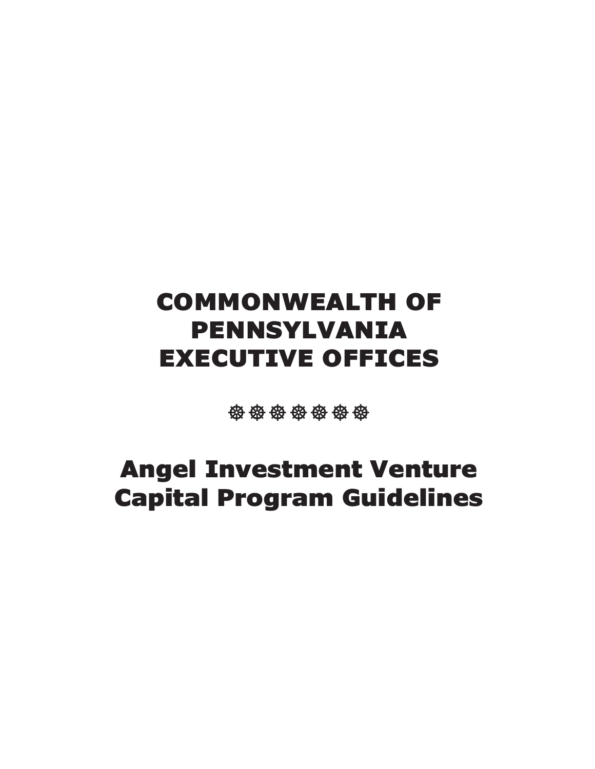# COMMONWEALTH OF PENNSYLVANIA EXECUTIVE OFFICES

☸☸☸☸☸☸☸

# Angel Investment Venture Capital Program Guidelines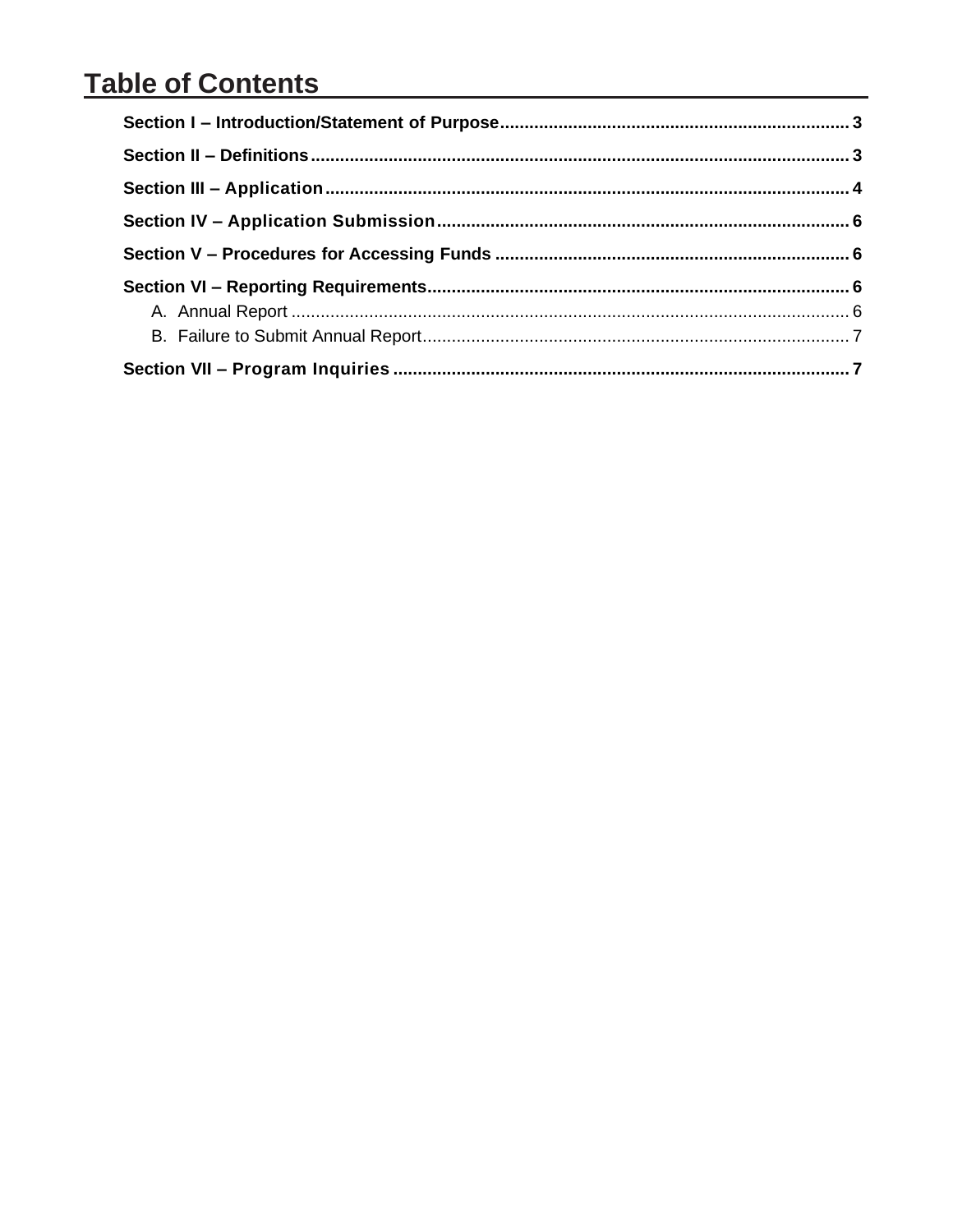# Table of Contents

**Section I – Introduction/Statement of Purpose** .......... 3

**Section II – Definitions** .......... 3

**Section III – Application** .......... 4

**Section IV – Application Submission** .......... 6

**Section V – Procedures for Accessing Funds** .......... 6

**Section VI – Reporting Requirements** .......... 6

- A. Annual Report .......... 6
- B. Failure to Submit Annual Report .......... 7

**Section VII – Program Inquiries** .......... 7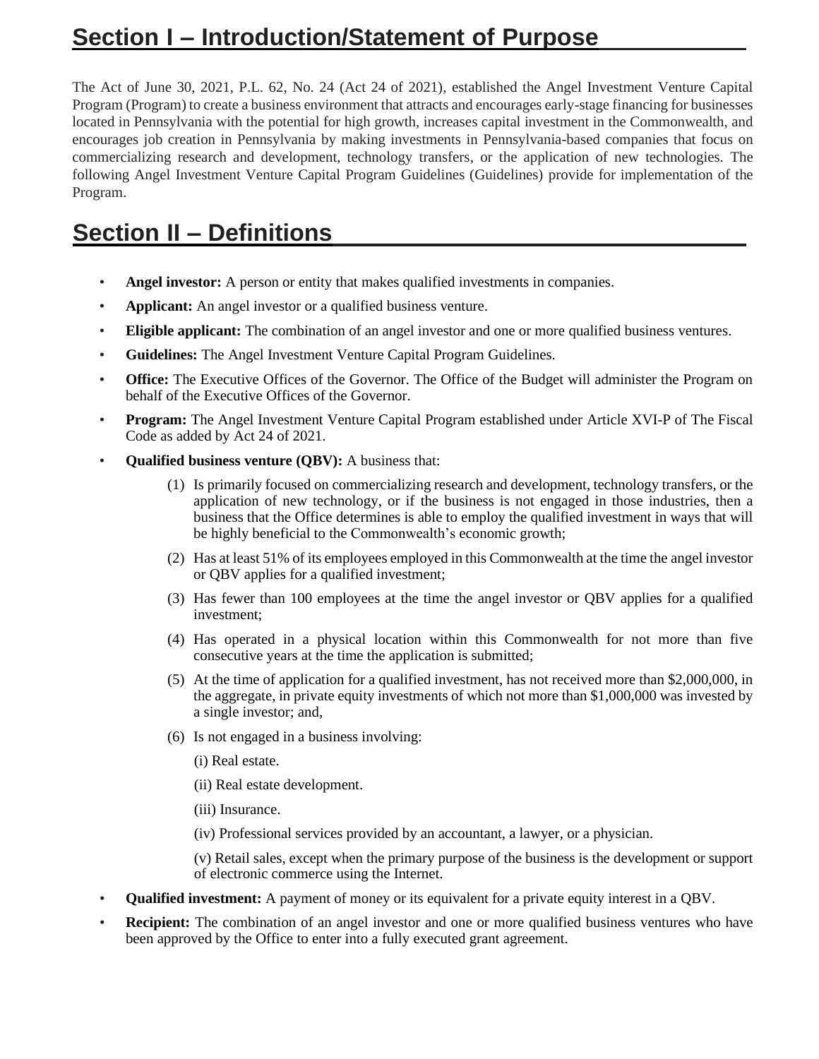# Section I – Introduction/Statement of Purpose

The Act of June 30, 2021, P.L. 62, No. 24 (Act 24 of 2021), established the Angel Investment Venture Capital Program (Program) to create a business environment that attracts and encourages early-stage financing for businesses located in Pennsylvania with the potential for high growth, increases capital investment in the Commonwealth, and encourages job creation in Pennsylvania by making investments in Pennsylvania-based companies that focus on commercializing research and development, technology transfers, or the application of new technologies. The following Angel Investment Venture Capital Program Guidelines (Guidelines) provide for implementation of the Program.

# Section II – Definitions

- **Angel investor:** A person or entity that makes qualified investments in companies.
- **Applicant:** An angel investor or a qualified business venture.
- **Eligible applicant:** The combination of an angel investor and one or more qualified business ventures.
- **Guidelines:** The Angel Investment Venture Capital Program Guidelines.
- **Office:** The Executive Offices of the Governor. The Office of the Budget will administer the Program on behalf of the Executive Offices of the Governor.
- **Program:** The Angel Investment Venture Capital Program established under Article XVI-P of The Fiscal Code as added by Act 24 of 2021.
- **Qualified business venture (QBV):** A business that:
  1. Is primarily focused on commercializing research and development, technology transfers, or the application of new technology, or if the business is not engaged in those industries, then a business that the Office determines is able to employ the qualified investment in ways that will be highly beneficial to the Commonwealth's economic growth;
  2. Has at least 51% of its employees employed in this Commonwealth at the time the angel investor or QBV applies for a qualified investment;
  3. Has fewer than 100 employees at the time the angel investor or QBV applies for a qualified investment;
  4. Has operated in a physical location within this Commonwealth for not more than five consecutive years at the time the application is submitted;
  5. At the time of application for a qualified investment, has not received more than $2,000,000, in the aggregate, in private equity investments of which not more than $1,000,000 was invested by a single investor; and,
  6. Is not engaged in a business involving:

     (i) Real estate.

     (ii) Real estate development.

     (iii) Insurance.

     (iv) Professional services provided by an accountant, a lawyer, or a physician.

     (v) Retail sales, except when the primary purpose of the business is the development or support of electronic commerce using the Internet.
- **Qualified investment:** A payment of money or its equivalent for a private equity interest in a QBV.
- **Recipient:** The combination of an angel investor and one or more qualified business ventures who have been approved by the Office to enter into a fully executed grant agreement.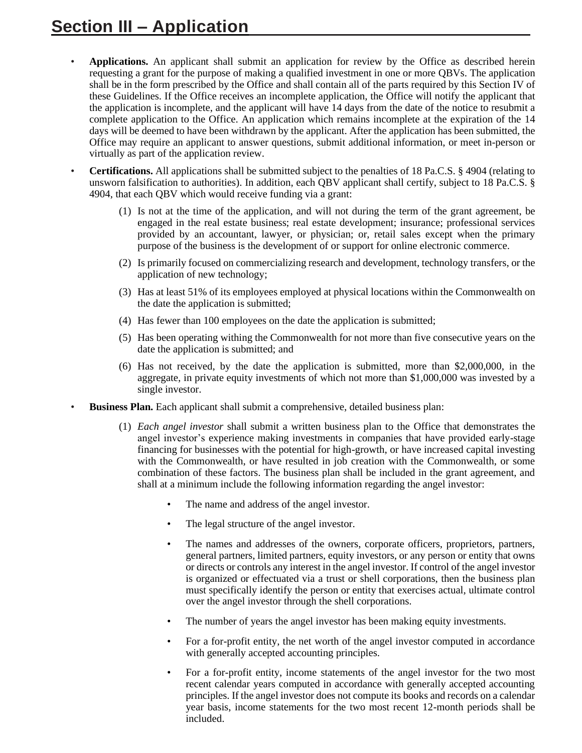## Section III – Application

- **Applications.** An applicant shall submit an application for review by the Office as described herein requesting a grant for the purpose of making a qualified investment in one or more QBVs. The application shall be in the form prescribed by the Office and shall contain all of the parts required by this Section IV of these Guidelines. If the Office receives an incomplete application, the Office will notify the applicant that the application is incomplete, and the applicant will have 14 days from the date of the notice to resubmit a complete application to the Office. An application which remains incomplete at the expiration of the 14 days will be deemed to have been withdrawn by the applicant. After the application has been submitted, the Office may require an applicant to answer questions, submit additional information, or meet in-person or virtually as part of the application review.
- **Certifications.** All applications shall be submitted subject to the penalties of 18 Pa.C.S. § 4904 (relating to unsworn falsification to authorities). In addition, each QBV applicant shall certify, subject to 18 Pa.C.S. § 4904, that each QBV which would receive funding via a grant:
  (1) Is not at the time of the application, and will not during the term of the grant agreement, be engaged in the real estate business; real estate development; insurance; professional services provided by an accountant, lawyer, or physician; or, retail sales except when the primary purpose of the business is the development of or support for online electronic commerce.
  (2) Is primarily focused on commercializing research and development, technology transfers, or the application of new technology;
  (3) Has at least 51% of its employees employed at physical locations within the Commonwealth on the date the application is submitted;
  (4) Has fewer than 100 employees on the date the application is submitted;
  (5) Has been operating withing the Commonwealth for not more than five consecutive years on the date the application is submitted; and
  (6) Has not received, by the date the application is submitted, more than $2,000,000, in the aggregate, in private equity investments of which not more than $1,000,000 was invested by a single investor.
- **Business Plan.** Each applicant shall submit a comprehensive, detailed business plan:
  (1) *Each angel investor* shall submit a written business plan to the Office that demonstrates the angel investor's experience making investments in companies that have provided early-stage financing for businesses with the potential for high-growth, or have increased capital investing with the Commonwealth, or have resulted in job creation with the Commonwealth, or some combination of these factors. The business plan shall be included in the grant agreement, and shall at a minimum include the following information regarding the angel investor:
    - The name and address of the angel investor.
    - The legal structure of the angel investor.
    - The names and addresses of the owners, corporate officers, proprietors, partners, general partners, limited partners, equity investors, or any person or entity that owns or directs or controls any interest in the angel investor. If control of the angel investor is organized or effectuated via a trust or shell corporations, then the business plan must specifically identify the person or entity that exercises actual, ultimate control over the angel investor through the shell corporations.
    - The number of years the angel investor has been making equity investments.
    - For a for-profit entity, the net worth of the angel investor computed in accordance with generally accepted accounting principles.
    - For a for-profit entity, income statements of the angel investor for the two most recent calendar years computed in accordance with generally accepted accounting principles. If the angel investor does not compute its books and records on a calendar year basis, income statements for the two most recent 12-month periods shall be included.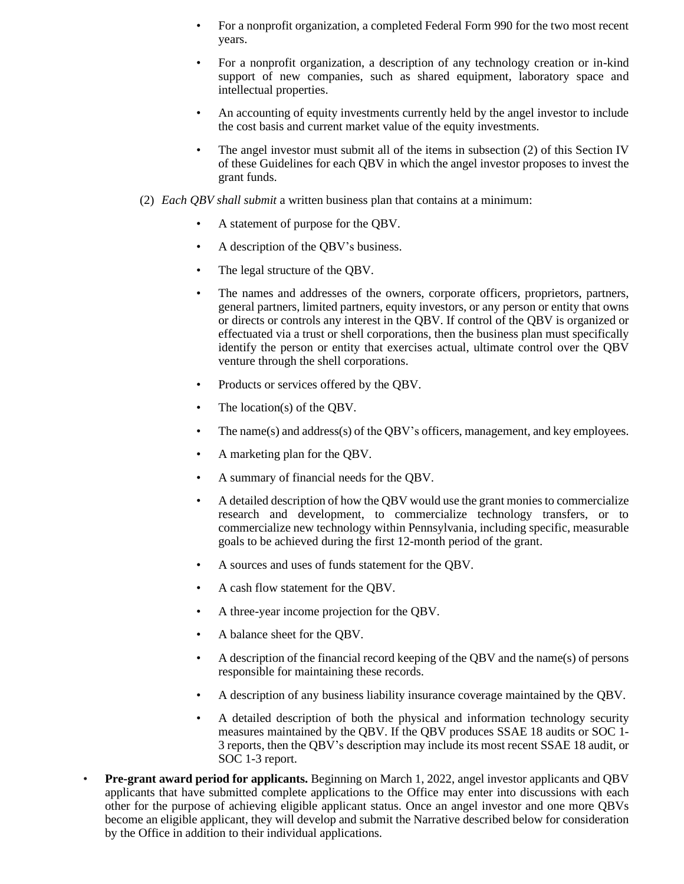- For a nonprofit organization, a completed Federal Form 990 for the two most recent years.
- For a nonprofit organization, a description of any technology creation or in-kind support of new companies, such as shared equipment, laboratory space and intellectual properties.
- An accounting of equity investments currently held by the angel investor to include the cost basis and current market value of the equity investments.
- The angel investor must submit all of the items in subsection (2) of this Section IV of these Guidelines for each QBV in which the angel investor proposes to invest the grant funds.

(2) *Each QBV shall submit* a written business plan that contains at a minimum:

- A statement of purpose for the QBV.
- A description of the QBV's business.
- The legal structure of the QBV.
- The names and addresses of the owners, corporate officers, proprietors, partners, general partners, limited partners, equity investors, or any person or entity that owns or directs or controls any interest in the QBV. If control of the QBV is organized or effectuated via a trust or shell corporations, then the business plan must specifically identify the person or entity that exercises actual, ultimate control over the QBV venture through the shell corporations.
- Products or services offered by the QBV.
- The location(s) of the QBV.
- The name(s) and address(s) of the QBV's officers, management, and key employees.
- A marketing plan for the QBV.
- A summary of financial needs for the QBV.
- A detailed description of how the QBV would use the grant monies to commercialize research and development, to commercialize technology transfers, or to commercialize new technology within Pennsylvania, including specific, measurable goals to be achieved during the first 12-month period of the grant.
- A sources and uses of funds statement for the QBV.
- A cash flow statement for the QBV.
- A three-year income projection for the QBV.
- A balance sheet for the QBV.
- A description of the financial record keeping of the QBV and the name(s) of persons responsible for maintaining these records.
- A description of any business liability insurance coverage maintained by the QBV.
- A detailed description of both the physical and information technology security measures maintained by the QBV. If the QBV produces SSAE 18 audits or SOC 1-3 reports, then the QBV's description may include its most recent SSAE 18 audit, or SOC 1-3 report.

- **Pre-grant award period for applicants.** Beginning on March 1, 2022, angel investor applicants and QBV applicants that have submitted complete applications to the Office may enter into discussions with each other for the purpose of achieving eligible applicant status. Once an angel investor and one more QBVs become an eligible applicant, they will develop and submit the Narrative described below for consideration by the Office in addition to their individual applications.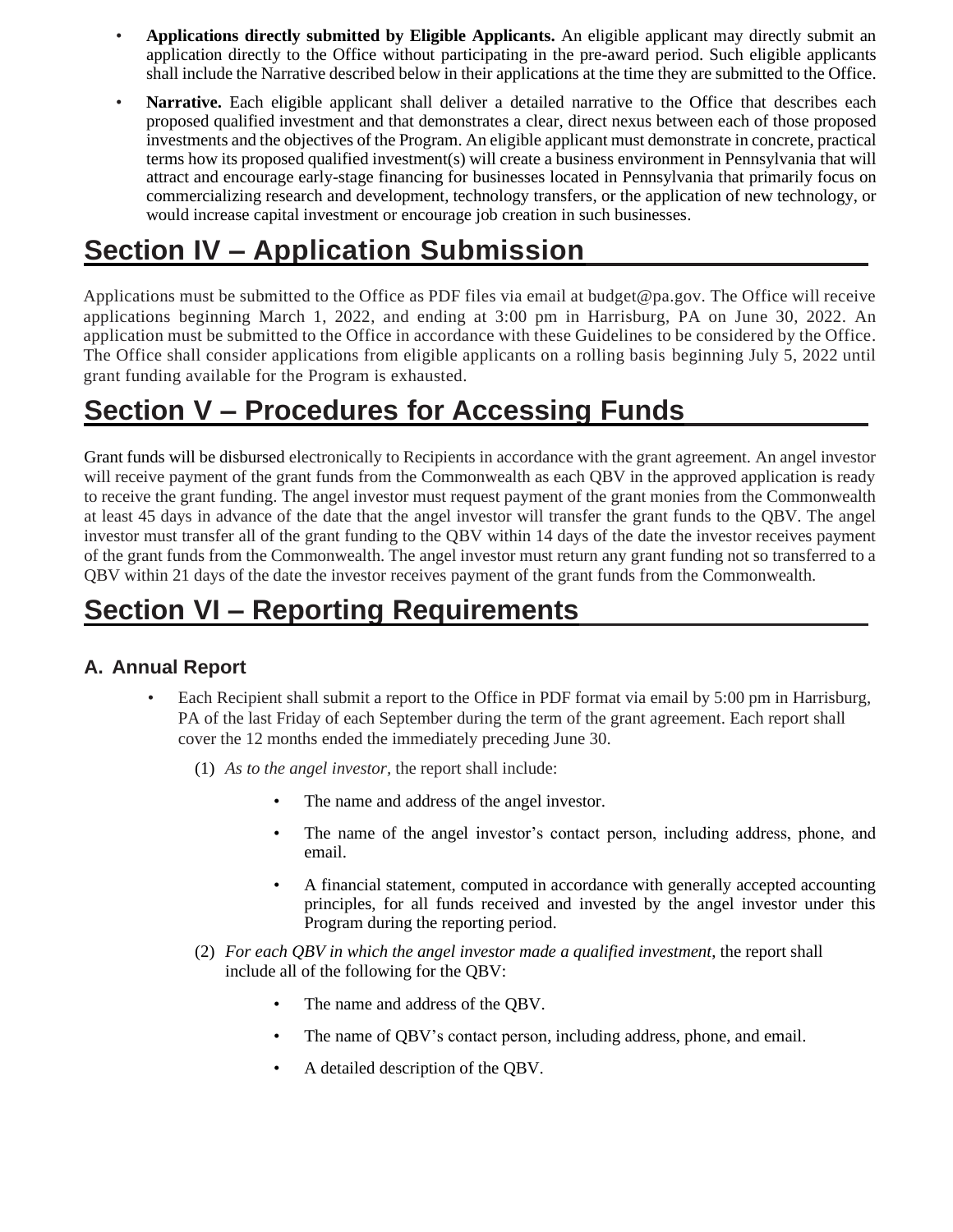- **Applications directly submitted by Eligible Applicants.** An eligible applicant may directly submit an application directly to the Office without participating in the pre-award period. Such eligible applicants shall include the Narrative described below in their applications at the time they are submitted to the Office.
- **Narrative.** Each eligible applicant shall deliver a detailed narrative to the Office that describes each proposed qualified investment and that demonstrates a clear, direct nexus between each of those proposed investments and the objectives of the Program. An eligible applicant must demonstrate in concrete, practical terms how its proposed qualified investment(s) will create a business environment in Pennsylvania that will attract and encourage early-stage financing for businesses located in Pennsylvania that primarily focus on commercializing research and development, technology transfers, or the application of new technology, or would increase capital investment or encourage job creation in such businesses.

# Section IV – Application Submission

Applications must be submitted to the Office as PDF files via email at budget@pa.gov. The Office will receive applications beginning March 1, 2022, and ending at 3:00 pm in Harrisburg, PA on June 30, 2022. An application must be submitted to the Office in accordance with these Guidelines to be considered by the Office. The Office shall consider applications from eligible applicants on a rolling basis beginning July 5, 2022 until grant funding available for the Program is exhausted.

# Section V – Procedures for Accessing Funds

Grant funds will be disbursed electronically to Recipients in accordance with the grant agreement. An angel investor will receive payment of the grant funds from the Commonwealth as each QBV in the approved application is ready to receive the grant funding. The angel investor must request payment of the grant monies from the Commonwealth at least 45 days in advance of the date that the angel investor will transfer the grant funds to the QBV. The angel investor must transfer all of the grant funding to the QBV within 14 days of the date the investor receives payment of the grant funds from the Commonwealth. The angel investor must return any grant funding not so transferred to a QBV within 21 days of the date the investor receives payment of the grant funds from the Commonwealth.

# Section VI – Reporting Requirements

## A. Annual Report

- Each Recipient shall submit a report to the Office in PDF format via email by 5:00 pm in Harrisburg, PA of the last Friday of each September during the term of the grant agreement. Each report shall cover the 12 months ended the immediately preceding June 30.

  (1) *As to the angel investor*, the report shall include:

  - The name and address of the angel investor.
  - The name of the angel investor's contact person, including address, phone, and email.
  - A financial statement, computed in accordance with generally accepted accounting principles, for all funds received and invested by the angel investor under this Program during the reporting period.

  (2) *For each QBV in which the angel investor made a qualified investment*, the report shall include all of the following for the QBV:

  - The name and address of the QBV.
  - The name of QBV's contact person, including address, phone, and email.
  - A detailed description of the QBV.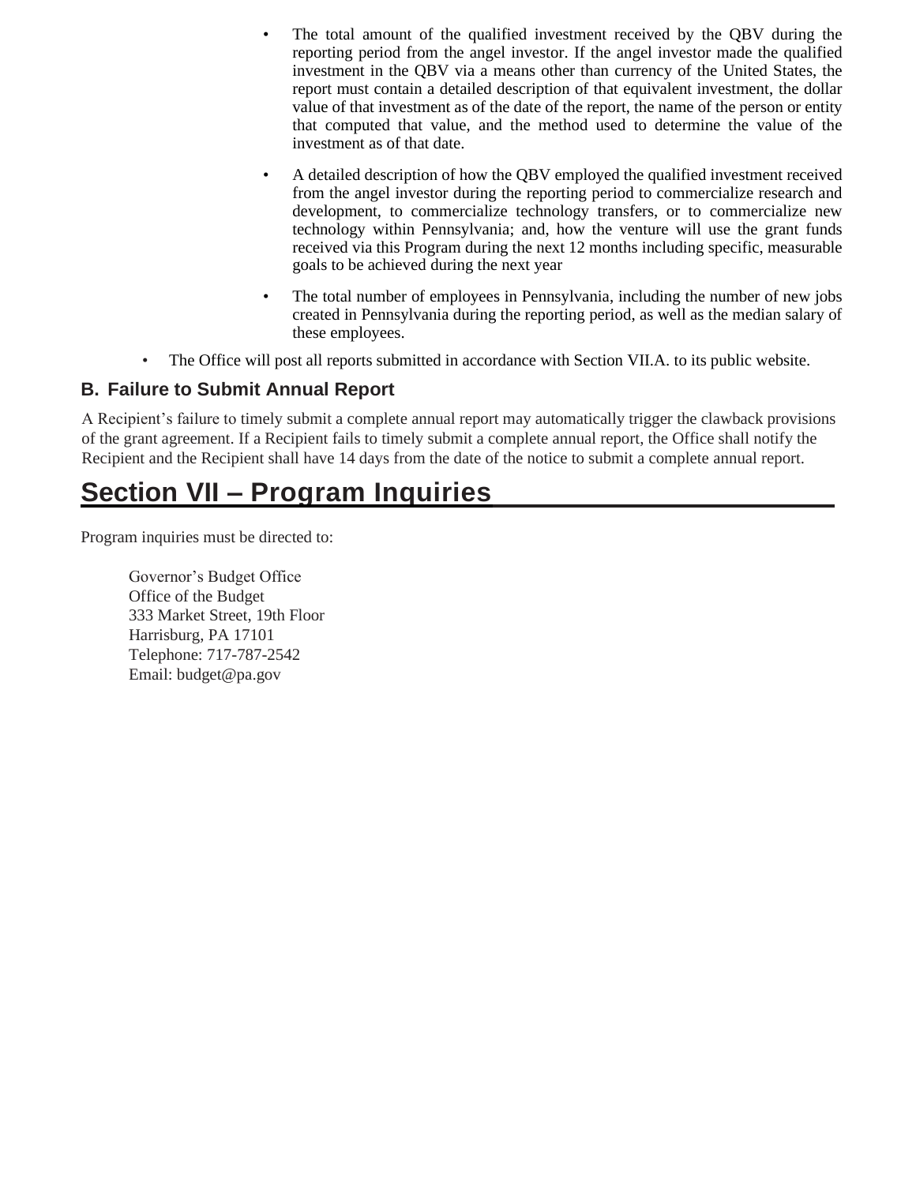- The total amount of the qualified investment received by the QBV during the reporting period from the angel investor. If the angel investor made the qualified investment in the QBV via a means other than currency of the United States, the report must contain a detailed description of that equivalent investment, the dollar value of that investment as of the date of the report, the name of the person or entity that computed that value, and the method used to determine the value of the investment as of that date.
- A detailed description of how the QBV employed the qualified investment received from the angel investor during the reporting period to commercialize research and development, to commercialize technology transfers, or to commercialize new technology within Pennsylvania; and, how the venture will use the grant funds received via this Program during the next 12 months including specific, measurable goals to be achieved during the next year
- The total number of employees in Pennsylvania, including the number of new jobs created in Pennsylvania during the reporting period, as well as the median salary of these employees.

- The Office will post all reports submitted in accordance with Section VII.A. to its public website.

### B. Failure to Submit Annual Report

A Recipient's failure to timely submit a complete annual report may automatically trigger the clawback provisions of the grant agreement. If a Recipient fails to timely submit a complete annual report, the Office shall notify the Recipient and the Recipient shall have 14 days from the date of the notice to submit a complete annual report.

## Section VII – Program Inquiries

Program inquiries must be directed to:

Governor's Budget Office
Office of the Budget
333 Market Street, 19th Floor
Harrisburg, PA 17101
Telephone: 717-787-2542
Email: budget@pa.gov